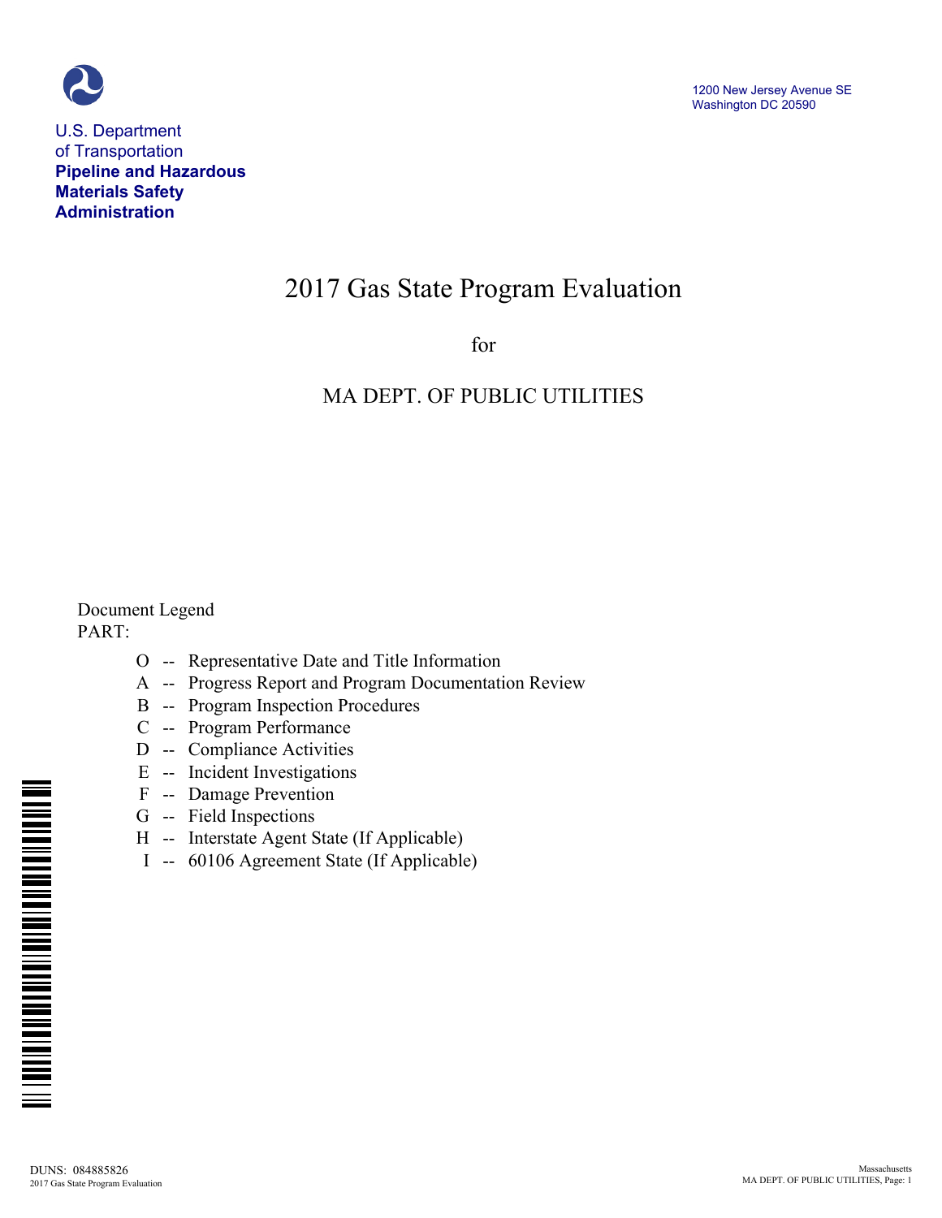U.S. Department of Transportation
**Pipeline and Hazardous Materials Safety Administration**

1200 New Jersey Avenue SE
Washington DC 20590

# 2017 Gas State Program Evaluation

for

## MA DEPT. OF PUBLIC UTILITIES

Document Legend
PART:

- O -- Representative Date and Title Information
- A -- Progress Report and Program Documentation Review
- B -- Program Inspection Procedures
- C -- Program Performance
- D -- Compliance Activities
- E -- Incident Investigations
- F -- Damage Prevention
- G -- Field Inspections
- H -- Interstate Agent State (If Applicable)
- I -- 60106 Agreement State (If Applicable)

DUNS: 084885826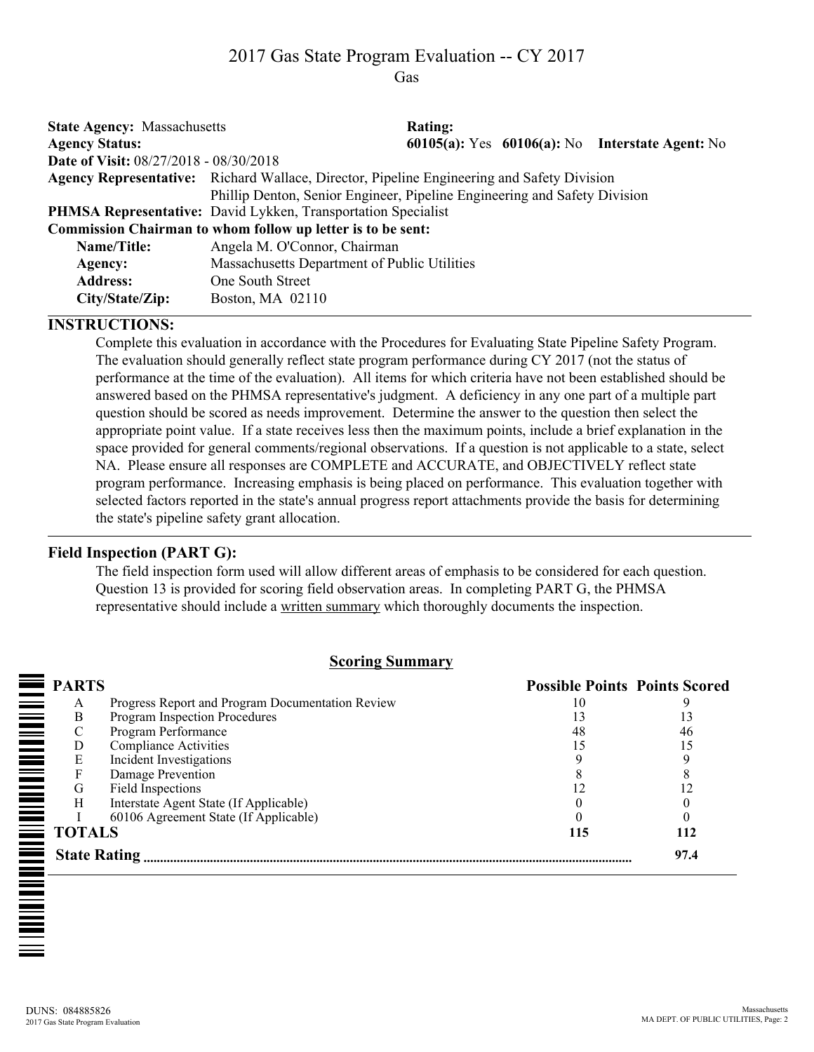# 2017 Gas State Program Evaluation -- CY 2017

Gas

**State Agency:** Massachusetts

**Rating:**

**Agency Status:**

**60105(a):** Yes **60106(a):** No **Interstate Agent:** No

**Date of Visit:** 08/27/2018 - 08/30/2018

**Agency Representative:** Richard Wallace, Director, Pipeline Engineering and Safety Division
Phillip Denton, Senior Engineer, Pipeline Engineering and Safety Division

**PHMSA Representative:** David Lykken, Transportation Specialist

**Commission Chairman to whom follow up letter is to be sent:**

| | |
|---|---|
| **Name/Title:** | Angela M. O'Connor, Chairman |
| **Agency:** | Massachusetts Department of Public Utilities |
| **Address:** | One South Street |
| **City/State/Zip:** | Boston, MA 02110 |

## INSTRUCTIONS:

Complete this evaluation in accordance with the Procedures for Evaluating State Pipeline Safety Program. The evaluation should generally reflect state program performance during CY 2017 (not the status of performance at the time of the evaluation). All items for which criteria have not been established should be answered based on the PHMSA representative's judgment. A deficiency in any one part of a multiple part question should be scored as needs improvement. Determine the answer to the question then select the appropriate point value. If a state receives less then the maximum points, include a brief explanation in the space provided for general comments/regional observations. If a question is not applicable to a state, select NA. Please ensure all responses are COMPLETE and ACCURATE, and OBJECTIVELY reflect state program performance. Increasing emphasis is being placed on performance. This evaluation together with selected factors reported in the state's annual progress report attachments provide the basis for determining the state's pipeline safety grant allocation.

## Field Inspection (PART G):

The field inspection form used will allow different areas of emphasis to be considered for each question. Question 13 is provided for scoring field observation areas. In completing PART G, the PHMSA representative should include a written summary which thoroughly documents the inspection.

## Scoring Summary

| PARTS | | Possible Points | Points Scored |
|---|---|---|---|
| A | Progress Report and Program Documentation Review | 10 | 9 |
| B | Program Inspection Procedures | 13 | 13 |
| C | Program Performance | 48 | 46 |
| D | Compliance Activities | 15 | 15 |
| E | Incident Investigations | 9 | 9 |
| F | Damage Prevention | 8 | 8 |
| G | Field Inspections | 12 | 12 |
| H | Interstate Agent State (If Applicable) | 0 | 0 |
| I | 60106 Agreement State (If Applicable) | 0 | 0 |
| **TOTALS** | | **115** | **112** |
| **State Rating** | | | **97.4** |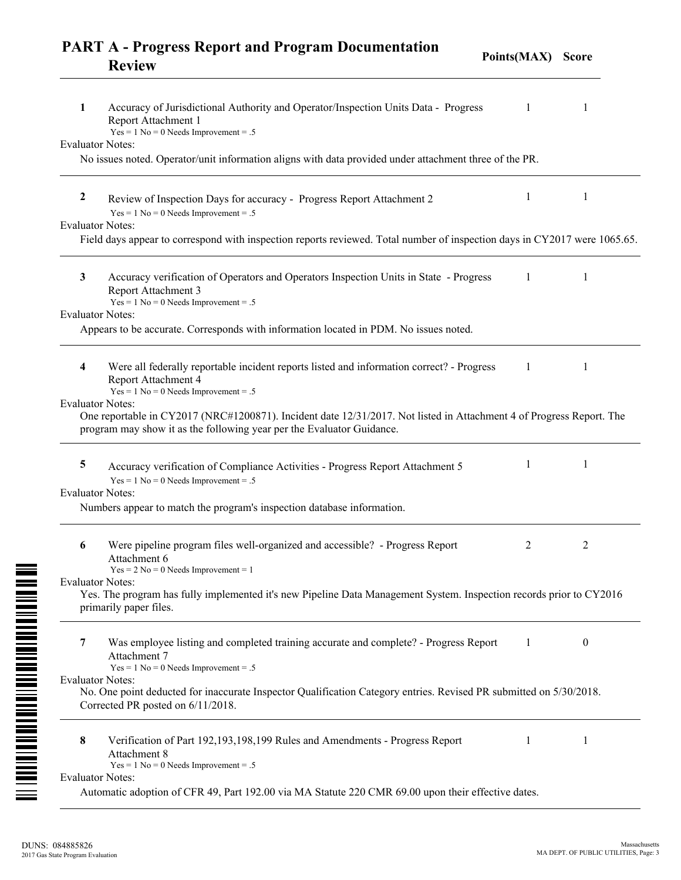## PART A - Progress Report and Program Documentation Review

| | | Points(MAX) | Score |
|---|---|---|---|
| 1 | Accuracy of Jurisdictional Authority and Operator/Inspection Units Data - Progress Report Attachment 1<br>Yes = 1 No = 0 Needs Improvement = .5 | 1 | 1 |

Evaluator Notes:

No issues noted. Operator/unit information aligns with data provided under attachment three of the PR.

| | | Points(MAX) | Score |
|---|---|---|---|
| 2 | Review of Inspection Days for accuracy - Progress Report Attachment 2<br>Yes = 1 No = 0 Needs Improvement = .5 | 1 | 1 |

Evaluator Notes:

Field days appear to correspond with inspection reports reviewed. Total number of inspection days in CY2017 were 1065.65.

| | | Points(MAX) | Score |
|---|---|---|---|
| 3 | Accuracy verification of Operators and Operators Inspection Units in State - Progress Report Attachment 3<br>Yes = 1 No = 0 Needs Improvement = .5 | 1 | 1 |

Evaluator Notes:

Appears to be accurate. Corresponds with information located in PDM. No issues noted.

| | | Points(MAX) | Score |
|---|---|---|---|
| 4 | Were all federally reportable incident reports listed and information correct? - Progress Report Attachment 4<br>Yes = 1 No = 0 Needs Improvement = .5 | 1 | 1 |

Evaluator Notes:

One reportable in CY2017 (NRC#1200871). Incident date 12/31/2017. Not listed in Attachment 4 of Progress Report. The program may show it as the following year per the Evaluator Guidance.

| | | Points(MAX) | Score |
|---|---|---|---|
| 5 | Accuracy verification of Compliance Activities - Progress Report Attachment 5<br>Yes = 1 No = 0 Needs Improvement = .5 | 1 | 1 |

Evaluator Notes:

Numbers appear to match the program's inspection database information.

| | | Points(MAX) | Score |
|---|---|---|---|
| 6 | Were pipeline program files well-organized and accessible? - Progress Report Attachment 6<br>Yes = 2 No = 0 Needs Improvement = 1 | 2 | 2 |

Evaluator Notes:

Yes. The program has fully implemented it's new Pipeline Data Management System. Inspection records prior to CY2016 primarily paper files.

| | | Points(MAX) | Score |
|---|---|---|---|
| 7 | Was employee listing and completed training accurate and complete? - Progress Report Attachment 7<br>Yes = 1 No = 0 Needs Improvement = .5 | 1 | 0 |

Evaluator Notes:

No. One point deducted for inaccurate Inspector Qualification Category entries. Revised PR submitted on 5/30/2018. Corrected PR posted on 6/11/2018.

| | | Points(MAX) | Score |
|---|---|---|---|
| 8 | Verification of Part 192,193,198,199 Rules and Amendments - Progress Report Attachment 8<br>Yes = 1 No = 0 Needs Improvement = .5 | 1 | 1 |

Evaluator Notes:

Automatic adoption of CFR 49, Part 192.00 via MA Statute 220 CMR 69.00 upon their effective dates.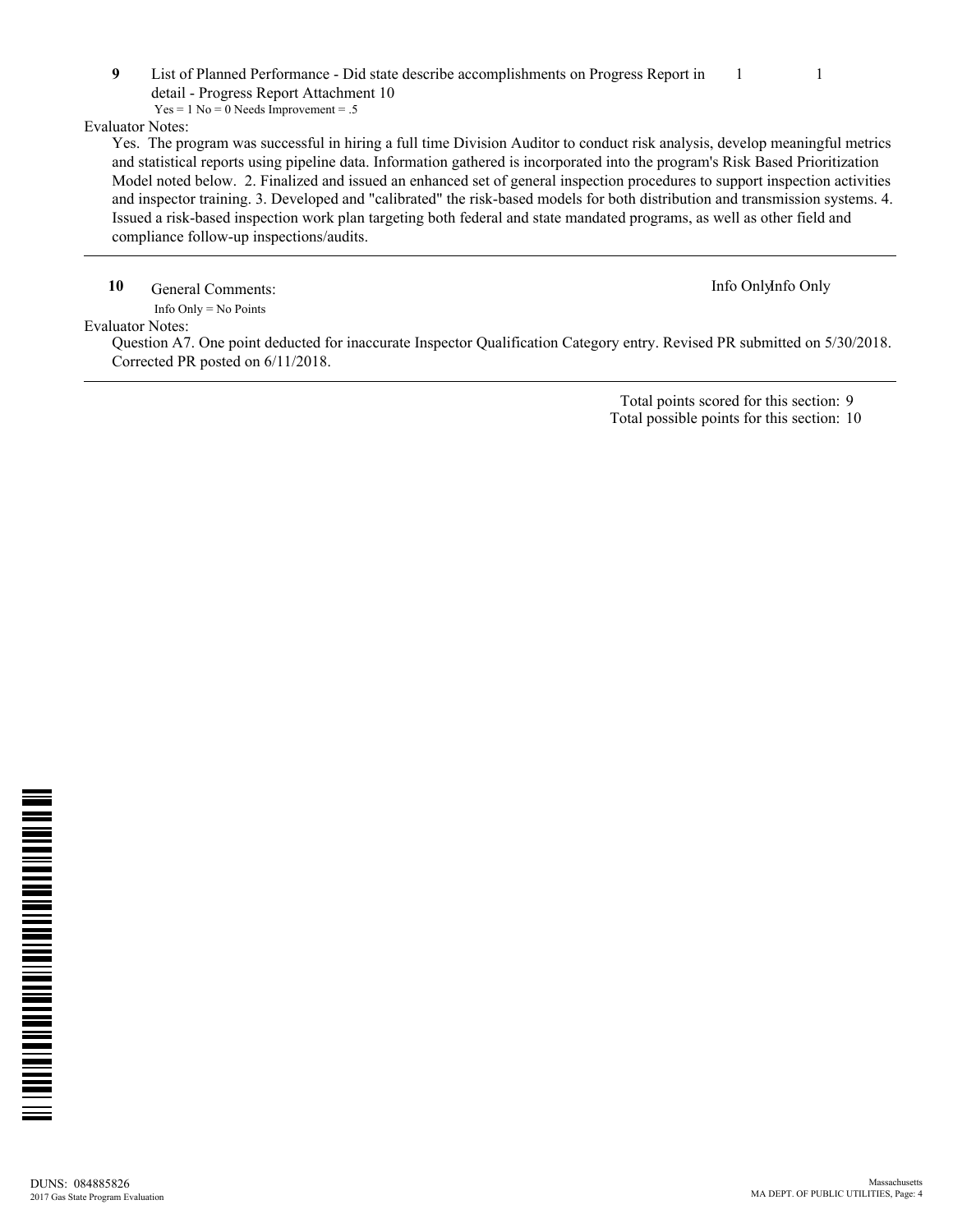**9** List of Planned Performance - Did state describe accomplishments on Progress Report in detail - Progress Report Attachment 10 — 1 — 1

Yes = 1 No = 0 Needs Improvement = .5

Evaluator Notes:

Yes. The program was successful in hiring a full time Division Auditor to conduct risk analysis, develop meaningful metrics and statistical reports using pipeline data. Information gathered is incorporated into the program's Risk Based Prioritization Model noted below. 2. Finalized and issued an enhanced set of general inspection procedures to support inspection activities and inspector training. 3. Developed and "calibrated" the risk-based models for both distribution and transmission systems. 4. Issued a risk-based inspection work plan targeting both federal and state mandated programs, as well as other field and compliance follow-up inspections/audits.

---

**10** General Comments: — Info Only — Info Only

Info Only = No Points

Evaluator Notes:

Question A7. One point deducted for inaccurate Inspector Qualification Category entry. Revised PR submitted on 5/30/2018. Corrected PR posted on 6/11/2018.

---

Total points scored for this section: 9

Total possible points for this section: 10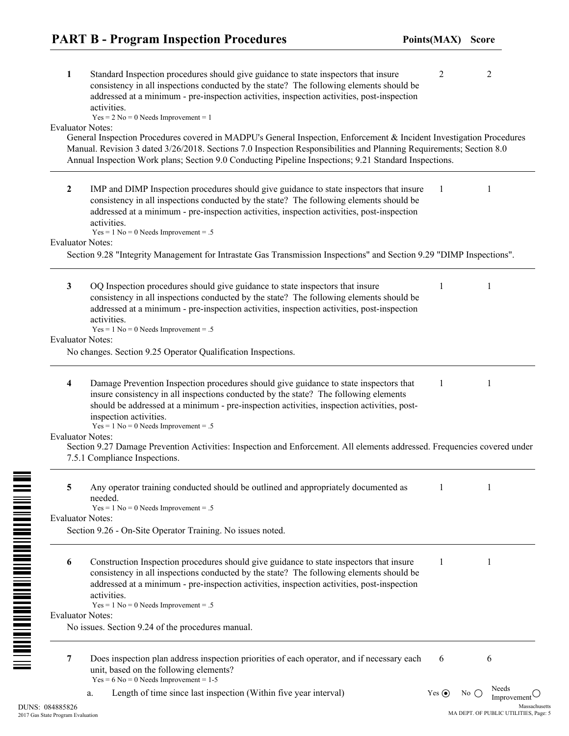## PART B - Program Inspection Procedures

| # | Question | Points(MAX) | Score |
|---|---|---|---|
| 1 | Standard Inspection procedures should give guidance to state inspectors that insure consistency in all inspections conducted by the state? The following elements should be addressed at a minimum - pre-inspection activities, inspection activities, post-inspection activities. Yes = 2 No = 0 Needs Improvement = 1 | 2 | 2 |

Evaluator Notes:

General Inspection Procedures covered in MADPU's General Inspection, Enforcement & Incident Investigation Procedures Manual. Revision 3 dated 3/26/2018. Sections 7.0 Inspection Responsibilities and Planning Requirements; Section 8.0 Annual Inspection Work plans; Section 9.0 Conducting Pipeline Inspections; 9.21 Standard Inspections.

---

| # | Question | Points(MAX) | Score |
|---|---|---|---|
| 2 | IMP and DIMP Inspection procedures should give guidance to state inspectors that insure consistency in all inspections conducted by the state? The following elements should be addressed at a minimum - pre-inspection activities, inspection activities, post-inspection activities. Yes = 1 No = 0 Needs Improvement = .5 | 1 | 1 |

Evaluator Notes:

Section 9.28 "Integrity Management for Intrastate Gas Transmission Inspections" and Section 9.29 "DIMP Inspections".

---

| # | Question | Points(MAX) | Score |
|---|---|---|---|
| 3 | OQ Inspection procedures should give guidance to state inspectors that insure consistency in all inspections conducted by the state? The following elements should be addressed at a minimum - pre-inspection activities, inspection activities, post-inspection activities. Yes = 1 No = 0 Needs Improvement = .5 | 1 | 1 |

Evaluator Notes:

No changes. Section 9.25 Operator Qualification Inspections.

---

| # | Question | Points(MAX) | Score |
|---|---|---|---|
| 4 | Damage Prevention Inspection procedures should give guidance to state inspectors that insure consistency in all inspections conducted by the state? The following elements should be addressed at a minimum - pre-inspection activities, inspection activities, post-inspection activities. Yes = 1 No = 0 Needs Improvement = .5 | 1 | 1 |

Evaluator Notes:

Section 9.27 Damage Prevention Activities: Inspection and Enforcement. All elements addressed. Frequencies covered under 7.5.1 Compliance Inspections.

---

| # | Question | Points(MAX) | Score |
|---|---|---|---|
| 5 | Any operator training conducted should be outlined and appropriately documented as needed. Yes = 1 No = 0 Needs Improvement = .5 | 1 | 1 |

Evaluator Notes:

Section 9.26 - On-Site Operator Training. No issues noted.

---

| # | Question | Points(MAX) | Score |
|---|---|---|---|
| 6 | Construction Inspection procedures should give guidance to state inspectors that insure consistency in all inspections conducted by the state? The following elements should be addressed at a minimum - pre-inspection activities, inspection activities, post-inspection activities. Yes = 1 No = 0 Needs Improvement = .5 | 1 | 1 |

Evaluator Notes:

No issues. Section 9.24 of the procedures manual.

---

| # | Question | Points(MAX) | Score |
|---|---|---|---|
| 7 | Does inspection plan address inspection priorities of each operator, and if necessary each unit, based on the following elements? Yes = 6 No = 0 Needs Improvement = 1-5 | 6 | 6 |

a. Length of time since last inspection (Within five year interval) — Yes (●) No ( ) Needs Improvement ( )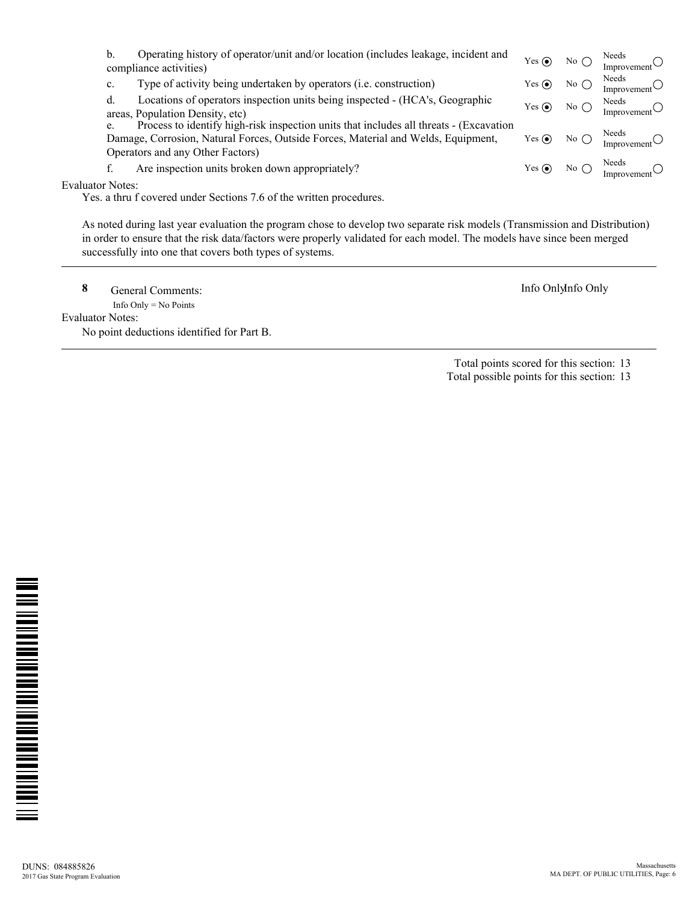b. Operating history of operator/unit and/or location (includes leakage, incident and compliance activities) — Yes ◉ No ○ Needs Improvement ○

c. Type of activity being undertaken by operators (i.e. construction) — Yes ◉ No ○ Needs Improvement ○

d. Locations of operators inspection units being inspected - (HCA's, Geographic areas, Population Density, etc) — Yes ◉ No ○ Needs Improvement ○

e. Process to identify high-risk inspection units that includes all threats - (Excavation Damage, Corrosion, Natural Forces, Outside Forces, Material and Welds, Equipment, Operators and any Other Factors) — Yes ◉ No ○ Needs Improvement ○

f. Are inspection units broken down appropriately? — Yes ◉ No ○ Needs Improvement ○

Evaluator Notes:

Yes. a thru f covered under Sections 7.6 of the written procedures.

As noted during last year evaluation the program chose to develop two separate risk models (Transmission and Distribution) in order to ensure that the risk data/factors were properly validated for each model. The models have since been merged successfully into one that covers both types of systems.

---

**8** General Comments: — Info Only Info Only

Info Only = No Points

Evaluator Notes:

No point deductions identified for Part B.

---

Total points scored for this section: 13
Total possible points for this section: 13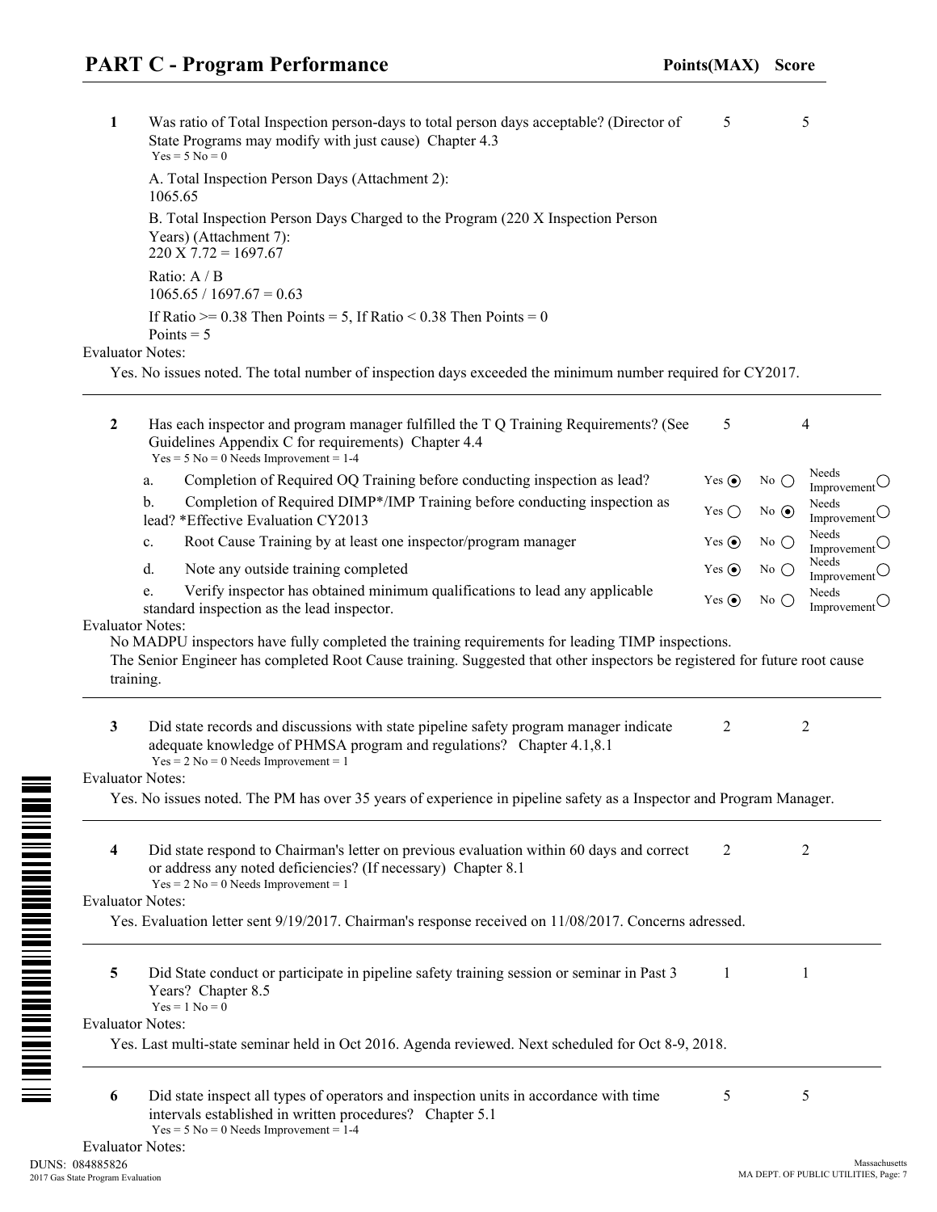## PART C - Program Performance

**Points(MAX) Score**

**1** Was ratio of Total Inspection person-days to total person days acceptable? (Director of State Programs may modify with just cause) Chapter 4.3 — 5 / 5

Yes = 5 No = 0

A. Total Inspection Person Days (Attachment 2):
1065.65

B. Total Inspection Person Days Charged to the Program (220 X Inspection Person Years) (Attachment 7):
220 X 7.72 = 1697.67

Ratio: A / B
1065.65 / 1697.67 = 0.63

If Ratio >= 0.38 Then Points = 5, If Ratio < 0.38 Then Points = 0
Points = 5

Evaluator Notes:

Yes. No issues noted. The total number of inspection days exceeded the minimum number required for CY2017.

---

**2** Has each inspector and program manager fulfilled the T Q Training Requirements? (See Guidelines Appendix C for requirements) Chapter 4.4 — 5 / 4

Yes = 5 No = 0 Needs Improvement = 1-4

| | Item | Yes | No | Needs Improvement |
|---|---|---|---|---|
| a. | Completion of Required OQ Training before conducting inspection as lead? | ◉ | ○ | ○ |
| b. | Completion of Required DIMP*/IMP Training before conducting inspection as lead? *Effective Evaluation CY2013 | ○ | ◉ | ○ |
| c. | Root Cause Training by at least one inspector/program manager | ◉ | ○ | ○ |
| d. | Note any outside training completed | ◉ | ○ | ○ |
| e. | Verify inspector has obtained minimum qualifications to lead any applicable standard inspection as the lead inspector. | ◉ | ○ | ○ |

Evaluator Notes:

No MADPU inspectors have fully completed the training requirements for leading TIMP inspections.
The Senior Engineer has completed Root Cause training. Suggested that other inspectors be registered for future root cause training.

---

**3** Did state records and discussions with state pipeline safety program manager indicate adequate knowledge of PHMSA program and regulations? Chapter 4.1,8.1 — 2 / 2

Yes = 2 No = 0 Needs Improvement = 1

Evaluator Notes:

Yes. No issues noted. The PM has over 35 years of experience in pipeline safety as a Inspector and Program Manager.

---

**4** Did state respond to Chairman's letter on previous evaluation within 60 days and correct or address any noted deficiencies? (If necessary) Chapter 8.1 — 2 / 2

Yes = 2 No = 0 Needs Improvement = 1

Evaluator Notes:

Yes. Evaluation letter sent 9/19/2017. Chairman's response received on 11/08/2017. Concerns adressed.

---

**5** Did State conduct or participate in pipeline safety training session or seminar in Past 3 Years? Chapter 8.5 — 1 / 1

Yes = 1 No = 0

Evaluator Notes:

Yes. Last multi-state seminar held in Oct 2016. Agenda reviewed. Next scheduled for Oct 8-9, 2018.

---

**6** Did state inspect all types of operators and inspection units in accordance with time intervals established in written procedures? Chapter 5.1 — 5 / 5

Yes = 5 No = 0 Needs Improvement = 1-4

Evaluator Notes: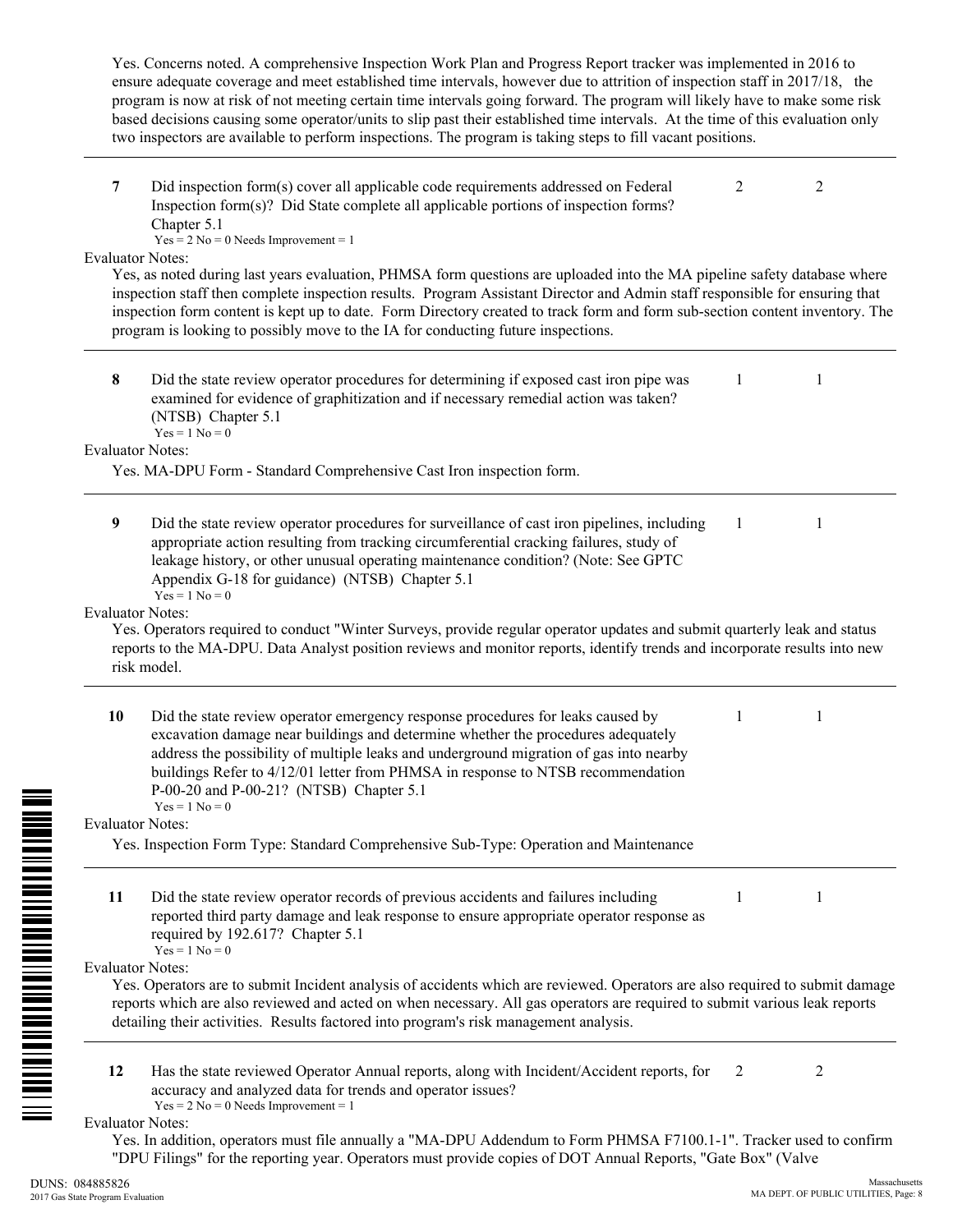Yes. Concerns noted. A comprehensive Inspection Work Plan and Progress Report tracker was implemented in 2016 to ensure adequate coverage and meet established time intervals, however due to attrition of inspection staff in 2017/18, the program is now at risk of not meeting certain time intervals going forward. The program will likely have to make some risk based decisions causing some operator/units to slip past their established time intervals. At the time of this evaluation only two inspectors are available to perform inspections. The program is taking steps to fill vacant positions.

---

**7** Did inspection form(s) cover all applicable code requirements addressed on Federal Inspection form(s)? Did State complete all applicable portions of inspection forms? Chapter 5.1 — 2 — 2

Yes = 2 No = 0 Needs Improvement = 1

Evaluator Notes:

Yes, as noted during last years evaluation, PHMSA form questions are uploaded into the MA pipeline safety database where inspection staff then complete inspection results. Program Assistant Director and Admin staff responsible for ensuring that inspection form content is kept up to date. Form Directory created to track form and form sub-section content inventory. The program is looking to possibly move to the IA for conducting future inspections.

---

**8** Did the state review operator procedures for determining if exposed cast iron pipe was examined for evidence of graphitization and if necessary remedial action was taken? (NTSB) Chapter 5.1 — 1 — 1

Yes = 1 No = 0

Evaluator Notes:

Yes. MA-DPU Form - Standard Comprehensive Cast Iron inspection form.

---

**9** Did the state review operator procedures for surveillance of cast iron pipelines, including appropriate action resulting from tracking circumferential cracking failures, study of leakage history, or other unusual operating maintenance condition? (Note: See GPTC Appendix G-18 for guidance) (NTSB) Chapter 5.1 — 1 — 1

Yes = 1 No = 0

Evaluator Notes:

Yes. Operators required to conduct "Winter Surveys, provide regular operator updates and submit quarterly leak and status reports to the MA-DPU. Data Analyst position reviews and monitor reports, identify trends and incorporate results into new risk model.

---

**10** Did the state review operator emergency response procedures for leaks caused by excavation damage near buildings and determine whether the procedures adequately address the possibility of multiple leaks and underground migration of gas into nearby buildings Refer to 4/12/01 letter from PHMSA in response to NTSB recommendation P-00-20 and P-00-21? (NTSB) Chapter 5.1 — 1 — 1

Yes = 1 No = 0

Evaluator Notes:

Yes. Inspection Form Type: Standard Comprehensive Sub-Type: Operation and Maintenance

---

**11** Did the state review operator records of previous accidents and failures including reported third party damage and leak response to ensure appropriate operator response as required by 192.617? Chapter 5.1 — 1 — 1

Yes = 1 No = 0

Evaluator Notes:

Yes. Operators are to submit Incident analysis of accidents which are reviewed. Operators are also required to submit damage reports which are also reviewed and acted on when necessary. All gas operators are required to submit various leak reports detailing their activities. Results factored into program's risk management analysis.

---

**12** Has the state reviewed Operator Annual reports, along with Incident/Accident reports, for accuracy and analyzed data for trends and operator issues? — 2 — 2

Yes = 2 No = 0 Needs Improvement = 1

Evaluator Notes:

Yes. In addition, operators must file annually a "MA-DPU Addendum to Form PHMSA F7100.1-1". Tracker used to confirm "DPU Filings" for the reporting year. Operators must provide copies of DOT Annual Reports, "Gate Box" (Valve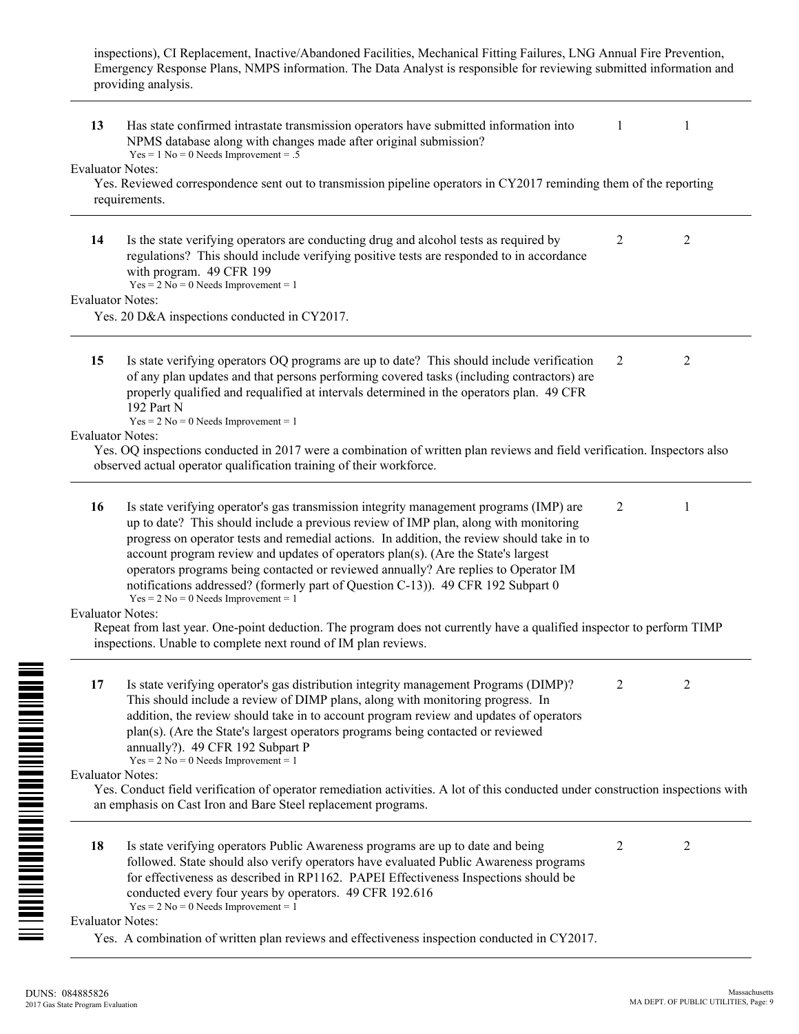inspections), CI Replacement, Inactive/Abandoned Facilities, Mechanical Fitting Failures, LNG Annual Fire Prevention, Emergency Response Plans, NMPS information. The Data Analyst is responsible for reviewing submitted information and providing analysis.

---

| | | | |
|---|---|---|---|
| 13 | Has state confirmed intrastate transmission operators have submitted information into NPMS database along with changes made after original submission?<br>Yes = 1 No = 0 Needs Improvement = .5 | 1 | 1 |

Evaluator Notes:

Yes. Reviewed correspondence sent out to transmission pipeline operators in CY2017 reminding them of the reporting requirements.

---

| | | | |
|---|---|---|---|
| 14 | Is the state verifying operators are conducting drug and alcohol tests as required by regulations? This should include verifying positive tests are responded to in accordance with program. 49 CFR 199<br>Yes = 2 No = 0 Needs Improvement = 1 | 2 | 2 |

Evaluator Notes:

Yes. 20 D&A inspections conducted in CY2017.

---

| | | | |
|---|---|---|---|
| 15 | Is state verifying operators OQ programs are up to date? This should include verification of any plan updates and that persons performing covered tasks (including contractors) are properly qualified and requalified at intervals determined in the operators plan. 49 CFR 192 Part N<br>Yes = 2 No = 0 Needs Improvement = 1 | 2 | 2 |

Evaluator Notes:

Yes. OQ inspections conducted in 2017 were a combination of written plan reviews and field verification. Inspectors also observed actual operator qualification training of their workforce.

---

| | | | |
|---|---|---|---|
| 16 | Is state verifying operator's gas transmission integrity management programs (IMP) are up to date? This should include a previous review of IMP plan, along with monitoring progress on operator tests and remedial actions. In addition, the review should take in to account program review and updates of operators plan(s). (Are the State's largest operators programs being contacted or reviewed annually? Are replies to Operator IM notifications addressed? (formerly part of Question C-13)). 49 CFR 192 Subpart 0<br>Yes = 2 No = 0 Needs Improvement = 1 | 2 | 1 |

Evaluator Notes:

Repeat from last year. One-point deduction. The program does not currently have a qualified inspector to perform TIMP inspections. Unable to complete next round of IM plan reviews.

---

| | | | |
|---|---|---|---|
| 17 | Is state verifying operator's gas distribution integrity management Programs (DIMP)? This should include a review of DIMP plans, along with monitoring progress. In addition, the review should take in to account program review and updates of operators plan(s). (Are the State's largest operators programs being contacted or reviewed annually?). 49 CFR 192 Subpart P<br>Yes = 2 No = 0 Needs Improvement = 1 | 2 | 2 |

Evaluator Notes:

Yes. Conduct field verification of operator remediation activities. A lot of this conducted under construction inspections with an emphasis on Cast Iron and Bare Steel replacement programs.

---

| | | | |
|---|---|---|---|
| 18 | Is state verifying operators Public Awareness programs are up to date and being followed. State should also verify operators have evaluated Public Awareness programs for effectiveness as described in RP1162. PAPEI Effectiveness Inspections should be conducted every four years by operators. 49 CFR 192.616<br>Yes = 2 No = 0 Needs Improvement = 1 | 2 | 2 |

Evaluator Notes:

Yes. A combination of written plan reviews and effectiveness inspection conducted in CY2017.

---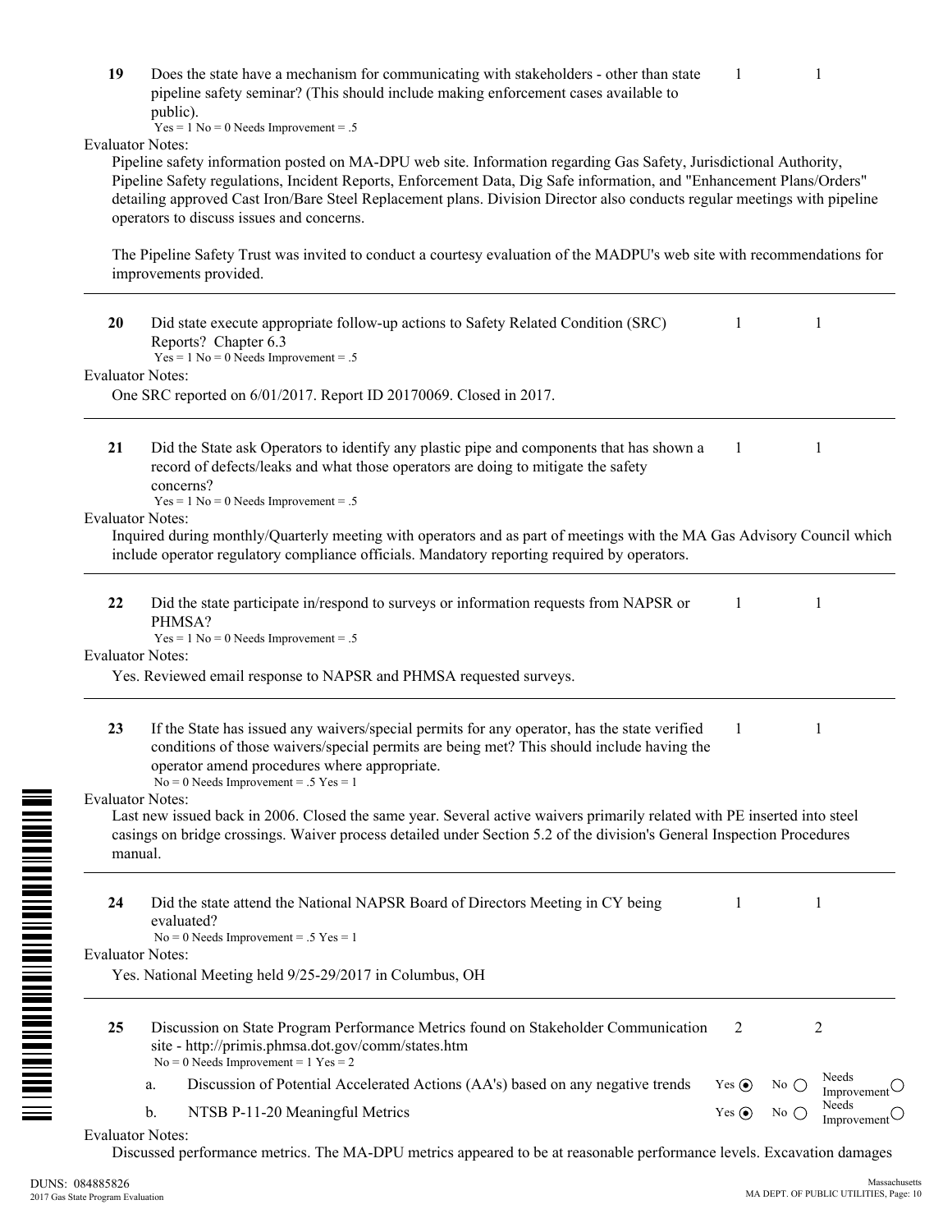**19** Does the state have a mechanism for communicating with stakeholders - other than state pipeline safety seminar? (This should include making enforcement cases available to public). 1 1

Yes = 1 No = 0 Needs Improvement = .5

Evaluator Notes:

Pipeline safety information posted on MA-DPU web site. Information regarding Gas Safety, Jurisdictional Authority, Pipeline Safety regulations, Incident Reports, Enforcement Data, Dig Safe information, and "Enhancement Plans/Orders" detailing approved Cast Iron/Bare Steel Replacement plans. Division Director also conducts regular meetings with pipeline operators to discuss issues and concerns.

The Pipeline Safety Trust was invited to conduct a courtesy evaluation of the MADPU's web site with recommendations for improvements provided.

---

**20** Did state execute appropriate follow-up actions to Safety Related Condition (SRC) Reports? Chapter 6.3 1 1

Yes = 1 No = 0 Needs Improvement = .5

Evaluator Notes:

One SRC reported on 6/01/2017. Report ID 20170069. Closed in 2017.

---

**21** Did the State ask Operators to identify any plastic pipe and components that has shown a record of defects/leaks and what those operators are doing to mitigate the safety concerns? 1 1

Yes = 1 No = 0 Needs Improvement = .5

Evaluator Notes:

Inquired during monthly/Quarterly meeting with operators and as part of meetings with the MA Gas Advisory Council which include operator regulatory compliance officials. Mandatory reporting required by operators.

---

**22** Did the state participate in/respond to surveys or information requests from NAPSR or PHMSA? 1 1

Yes = 1 No = 0 Needs Improvement = .5

Evaluator Notes:

Yes. Reviewed email response to NAPSR and PHMSA requested surveys.

---

**23** If the State has issued any waivers/special permits for any operator, has the state verified conditions of those waivers/special permits are being met? This should include having the operator amend procedures where appropriate. 1 1

No = 0 Needs Improvement = .5 Yes = 1

Evaluator Notes:

Last new issued back in 2006. Closed the same year. Several active waivers primarily related with PE inserted into steel casings on bridge crossings. Waiver process detailed under Section 5.2 of the division's General Inspection Procedures manual.

---

**24** Did the state attend the National NAPSR Board of Directors Meeting in CY being evaluated? 1 1

No = 0 Needs Improvement = .5 Yes = 1

Evaluator Notes:

Yes. National Meeting held 9/25-29/2017 in Columbus, OH

---

**25** Discussion on State Program Performance Metrics found on Stakeholder Communication site - http://primis.phmsa.dot.gov/comm/states.htm 2 2

No = 0 Needs Improvement = 1 Yes = 2

| | | Yes | No | Needs Improvement |
|---|---|---|---|---|
| a. | Discussion of Potential Accelerated Actions (AA's) based on any negative trends | ◉ | ○ | ○ |
| b. | NTSB P-11-20 Meaningful Metrics | ◉ | ○ | ○ |

Evaluator Notes:

Discussed performance metrics. The MA-DPU metrics appeared to be at reasonable performance levels. Excavation damages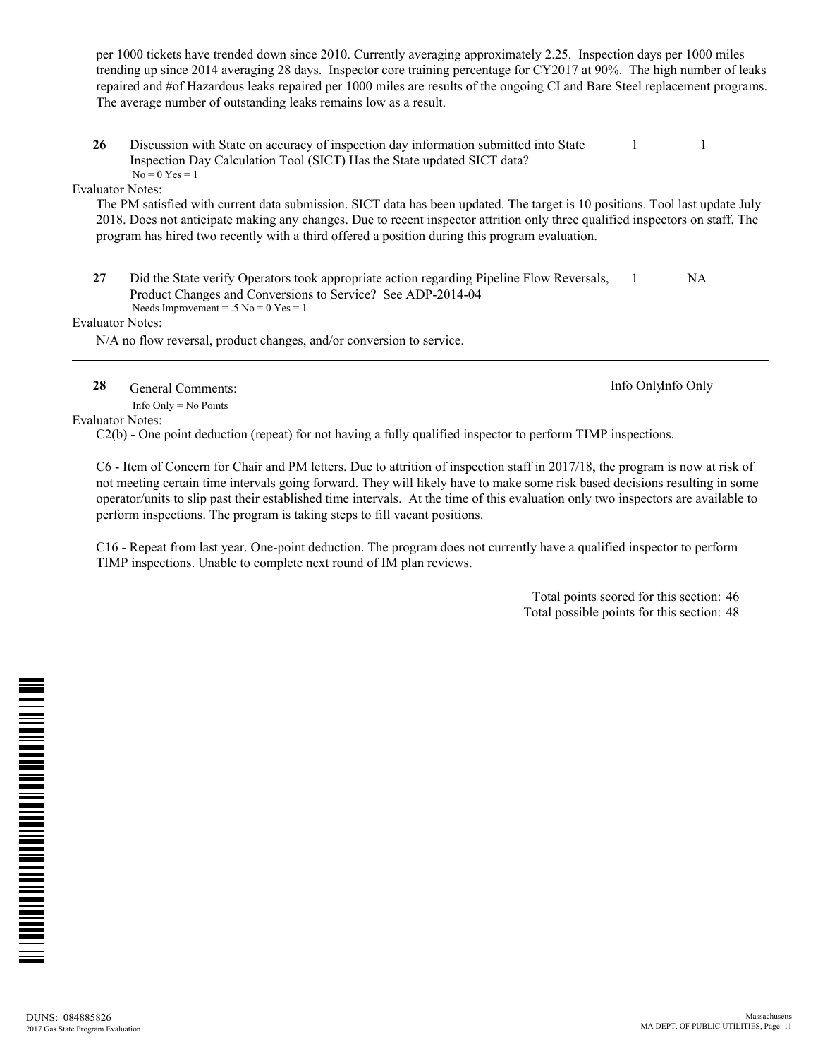per 1000 tickets have trended down since 2010. Currently averaging approximately 2.25. Inspection days per 1000 miles trending up since 2014 averaging 28 days. Inspector core training percentage for CY2017 at 90%. The high number of leaks repaired and #of Hazardous leaks repaired per 1000 miles are results of the ongoing CI and Bare Steel replacement programs. The average number of outstanding leaks remains low as a result.

---

**26** Discussion with State on accuracy of inspection day information submitted into State Inspection Day Calculation Tool (SICT) Has the State updated SICT data? — 1 — 1

No = 0 Yes = 1

Evaluator Notes:

The PM satisfied with current data submission. SICT data has been updated. The target is 10 positions. Tool last update July 2018. Does not anticipate making any changes. Due to recent inspector attrition only three qualified inspectors on staff. The program has hired two recently with a third offered a position during this program evaluation.

---

**27** Did the State verify Operators took appropriate action regarding Pipeline Flow Reversals, Product Changes and Conversions to Service? See ADP-2014-04 — 1 — NA

Needs Improvement = .5 No = 0 Yes = 1

Evaluator Notes:

N/A no flow reversal, product changes, and/or conversion to service.

---

**28** General Comments: — Info Only — Info Only

Info Only = No Points

Evaluator Notes:

C2(b) - One point deduction (repeat) for not having a fully qualified inspector to perform TIMP inspections.

C6 - Item of Concern for Chair and PM letters. Due to attrition of inspection staff in 2017/18, the program is now at risk of not meeting certain time intervals going forward. They will likely have to make some risk based decisions resulting in some operator/units to slip past their established time intervals. At the time of this evaluation only two inspectors are available to perform inspections. The program is taking steps to fill vacant positions.

C16 - Repeat from last year. One-point deduction. The program does not currently have a qualified inspector to perform TIMP inspections. Unable to complete next round of IM plan reviews.

---

Total points scored for this section: 46
Total possible points for this section: 48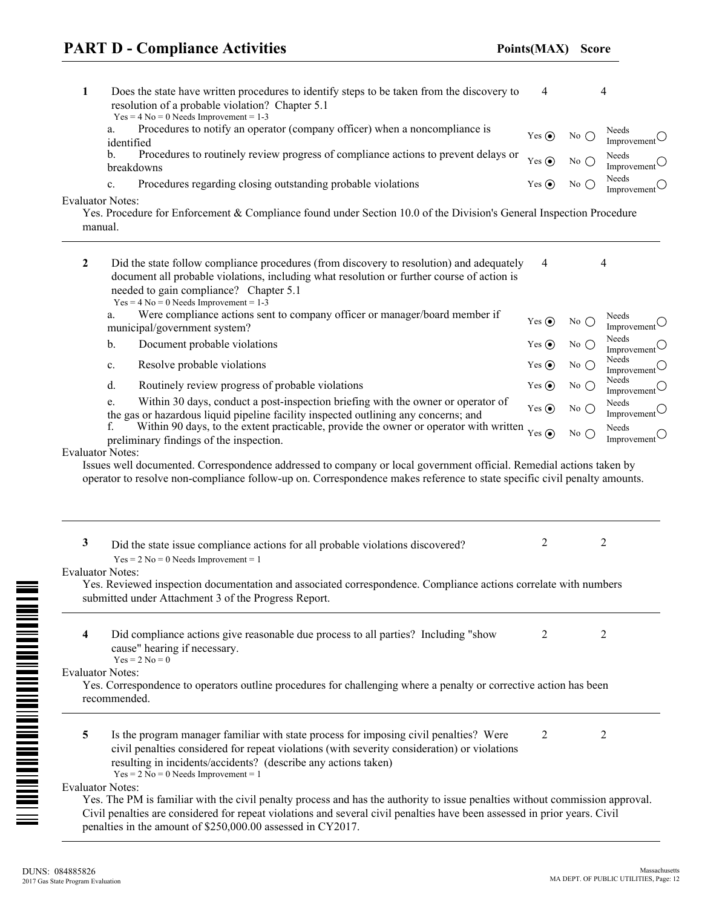## PART D - Compliance Activities

**Points(MAX) Score**

**1** Does the state have written procedures to identify steps to be taken from the discovery to resolution of a probable violation? Chapter 5.1 — 4 — 4

Yes = 4 No = 0 Needs Improvement = 1-3

| | Item | Yes | No | Needs Improvement |
|---|---|---|---|---|
| a. | Procedures to notify an operator (company officer) when a noncompliance is identified | ◉ | ○ | ○ |
| b. | Procedures to routinely review progress of compliance actions to prevent delays or breakdowns | ◉ | ○ | ○ |
| c. | Procedures regarding closing outstanding probable violations | ◉ | ○ | ○ |

Evaluator Notes:

Yes. Procedure for Enforcement & Compliance found under Section 10.0 of the Division's General Inspection Procedure manual.

---

**2** Did the state follow compliance procedures (from discovery to resolution) and adequately document all probable violations, including what resolution or further course of action is needed to gain compliance? Chapter 5.1 — 4 — 4

Yes = 4 No = 0 Needs Improvement = 1-3

| | Item | Yes | No | Needs Improvement |
|---|---|---|---|---|
| a. | Were compliance actions sent to company officer or manager/board member if municipal/government system? | ◉ | ○ | ○ |
| b. | Document probable violations | ◉ | ○ | ○ |
| c. | Resolve probable violations | ◉ | ○ | ○ |
| d. | Routinely review progress of probable violations | ◉ | ○ | ○ |
| e. | Within 30 days, conduct a post-inspection briefing with the owner or operator of the gas or hazardous liquid pipeline facility inspected outlining any concerns; and | ◉ | ○ | ○ |
| f. | Within 90 days, to the extent practicable, provide the owner or operator with written preliminary findings of the inspection. | ◉ | ○ | ○ |

Evaluator Notes:

Issues well documented. Correspondence addressed to company or local government official. Remedial actions taken by operator to resolve non-compliance follow-up on. Correspondence makes reference to state specific civil penalty amounts.

---

**3** Did the state issue compliance actions for all probable violations discovered? — 2 — 2

Yes = 2 No = 0 Needs Improvement = 1

Evaluator Notes:

Yes. Reviewed inspection documentation and associated correspondence. Compliance actions correlate with numbers submitted under Attachment 3 of the Progress Report.

---

**4** Did compliance actions give reasonable due process to all parties? Including "show cause" hearing if necessary. — 2 — 2

Yes = 2 No = 0

Evaluator Notes:

Yes. Correspondence to operators outline procedures for challenging where a penalty or corrective action has been recommended.

---

**5** Is the program manager familiar with state process for imposing civil penalties? Were civil penalties considered for repeat violations (with severity consideration) or violations resulting in incidents/accidents? (describe any actions taken) — 2 — 2

Yes = 2 No = 0 Needs Improvement = 1

Evaluator Notes:

Yes. The PM is familiar with the civil penalty process and has the authority to issue penalties without commission approval. Civil penalties are considered for repeat violations and several civil penalties have been assessed in prior years. Civil penalties in the amount of $250,000.00 assessed in CY2017.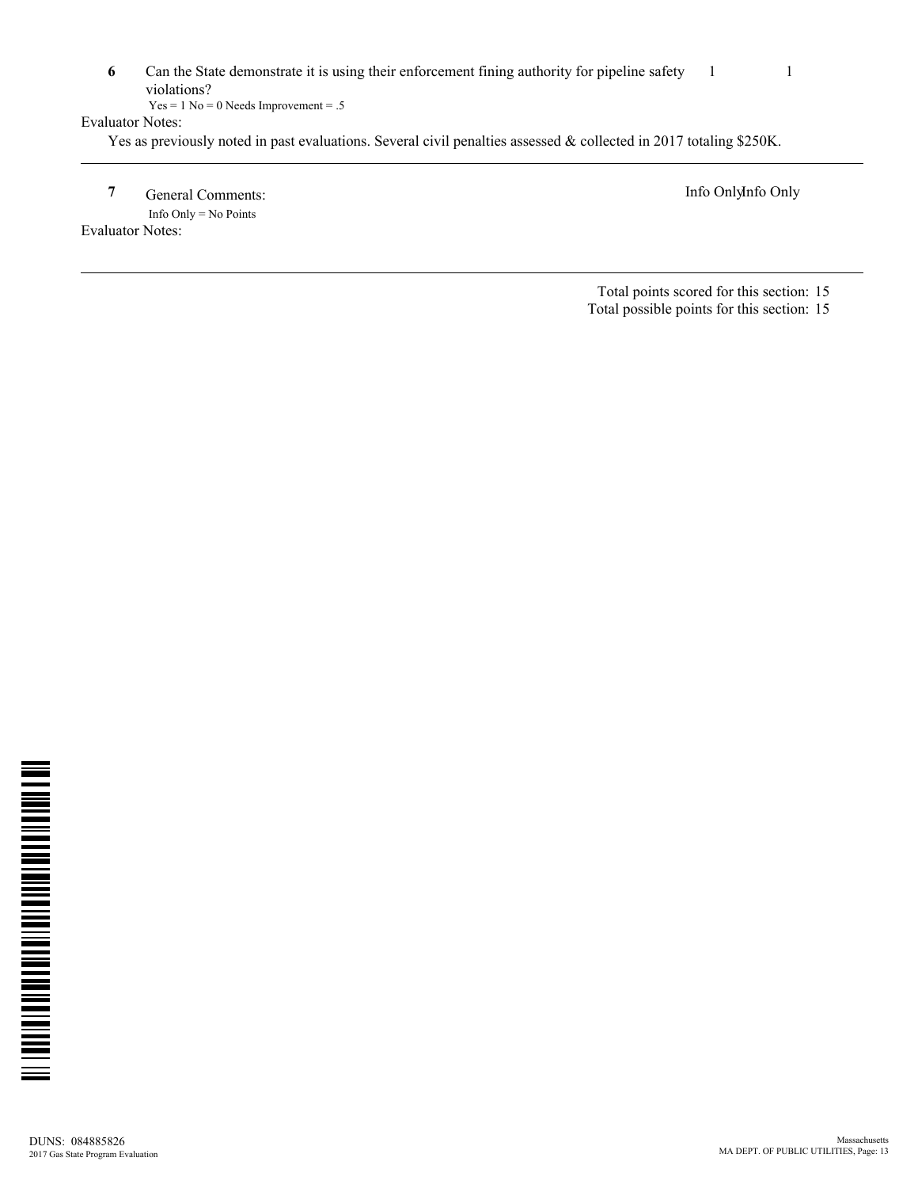**6** Can the State demonstrate it is using their enforcement fining authority for pipeline safety violations? 1 1

Yes = 1 No = 0 Needs Improvement = .5

Evaluator Notes:

Yes as previously noted in past evaluations. Several civil penalties assessed & collected in 2017 totaling $250K.

---

**7** General Comments: Info Only Info Only

Info Only = No Points

Evaluator Notes:

---

Total points scored for this section: 15
Total possible points for this section: 15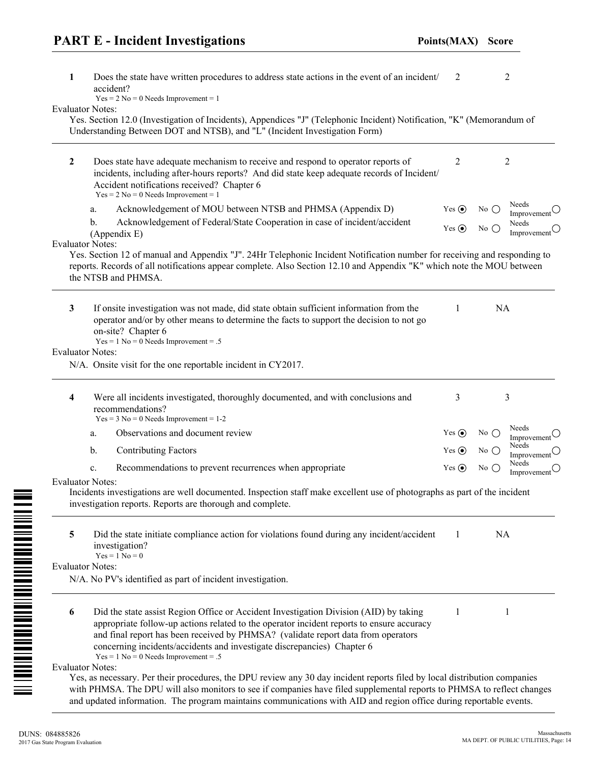# PART E - Incident Investigations

**Points(MAX)** **Score**

**1** Does the state have written procedures to address state actions in the event of an incident/accident? — Points(MAX): 2 — Score: 2

Yes = 2 No = 0 Needs Improvement = 1

Evaluator Notes:

Yes. Section 12.0 (Investigation of Incidents), Appendices "J" (Telephonic Incident) Notification, "K" (Memorandum of Understanding Between DOT and NTSB), and "L" (Incident Investigation Form)

---

**2** Does state have adequate mechanism to receive and respond to operator reports of incidents, including after-hours reports? And did state keep adequate records of Incident/Accident notifications received? Chapter 6 — Points(MAX): 2 — Score: 2

Yes = 2 No = 0 Needs Improvement = 1

| | Item | Yes | No | Needs Improvement |
|---|---|---|---|---|
| a. | Acknowledgement of MOU between NTSB and PHMSA (Appendix D) | ◉ | ○ | ○ |
| b. | Acknowledgement of Federal/State Cooperation in case of incident/accident (Appendix E) | ◉ | ○ | ○ |

Evaluator Notes:

Yes. Section 12 of manual and Appendix "J". 24Hr Telephonic Incident Notification number for receiving and responding to reports. Records of all notifications appear complete. Also Section 12.10 and Appendix "K" which note the MOU between the NTSB and PHMSA.

---

**3** If onsite investigation was not made, did state obtain sufficient information from the operator and/or by other means to determine the facts to support the decision to not go on-site? Chapter 6 — Points(MAX): 1 — Score: NA

Yes = 1 No = 0 Needs Improvement = .5

Evaluator Notes:

N/A. Onsite visit for the one reportable incident in CY2017.

---

**4** Were all incidents investigated, thoroughly documented, and with conclusions and recommendations? — Points(MAX): 3 — Score: 3

Yes = 3 No = 0 Needs Improvement = 1-2

| | Item | Yes | No | Needs Improvement |
|---|---|---|---|---|
| a. | Observations and document review | ◉ | ○ | ○ |
| b. | Contributing Factors | ◉ | ○ | ○ |
| c. | Recommendations to prevent recurrences when appropriate | ◉ | ○ | ○ |

Evaluator Notes:

Incidents investigations are well documented. Inspection staff make excellent use of photographs as part of the incident investigation reports. Reports are thorough and complete.

---

**5** Did the state initiate compliance action for violations found during any incident/accident investigation? — Points(MAX): 1 — Score: NA

Yes = 1 No = 0

Evaluator Notes:

N/A. No PV's identified as part of incident investigation.

---

**6** Did the state assist Region Office or Accident Investigation Division (AID) by taking appropriate follow-up actions related to the operator incident reports to ensure accuracy and final report has been received by PHMSA? (validate report data from operators concerning incidents/accidents and investigate discrepancies) Chapter 6 — Points(MAX): 1 — Score: 1

Yes = 1 No = 0 Needs Improvement = .5

Evaluator Notes:

Yes, as necessary. Per their procedures, the DPU review any 30 day incident reports filed by local distribution companies with PHMSA. The DPU will also monitors to see if companies have filed supplemental reports to PHMSA to reflect changes and updated information. The program maintains communications with AID and region office during reportable events.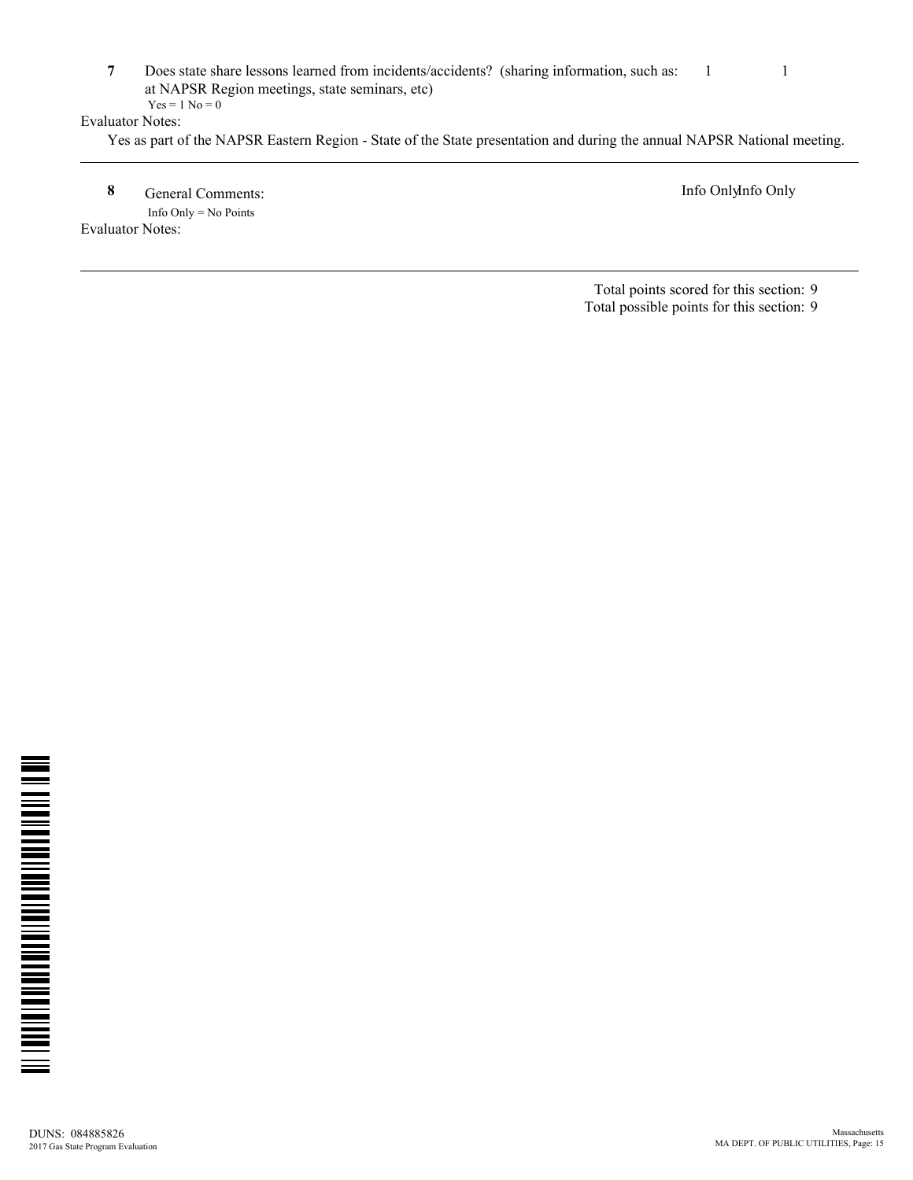**7** Does state share lessons learned from incidents/accidents? (sharing information, such as: at NAPSR Region meetings, state seminars, etc) — 1 — 1

Yes = 1 No = 0

Evaluator Notes:

Yes as part of the NAPSR Eastern Region - State of the State presentation and during the annual NAPSR National meeting.

---

**8** General Comments: — Info Only — Info Only

Info Only = No Points

Evaluator Notes:

---

Total points scored for this section: 9

Total possible points for this section: 9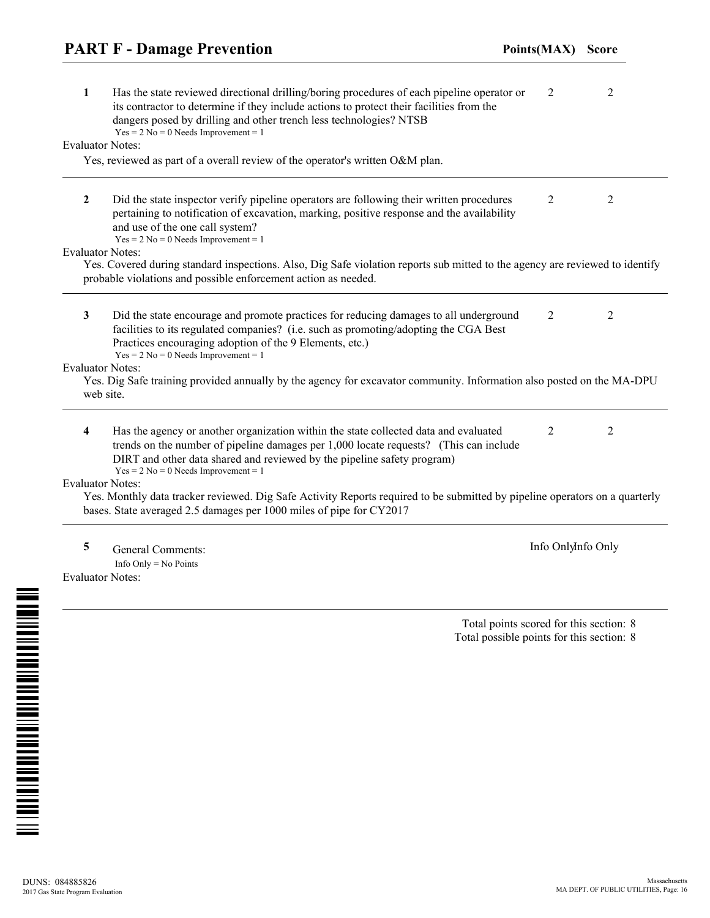## PART F - Damage Prevention

| | | Points(MAX) | Score |
|---|---|---|---|
| 1 | Has the state reviewed directional drilling/boring procedures of each pipeline operator or its contractor to determine if they include actions to protect their facilities from the dangers posed by drilling and other trench less technologies? NTSB<br>Yes = 2 No = 0 Needs Improvement = 1 | 2 | 2 |

Evaluator Notes:

Yes, reviewed as part of a overall review of the operator's written O&M plan.

| | | Points(MAX) | Score |
|---|---|---|---|
| 2 | Did the state inspector verify pipeline operators are following their written procedures pertaining to notification of excavation, marking, positive response and the availability and use of the one call system?<br>Yes = 2 No = 0 Needs Improvement = 1 | 2 | 2 |

Evaluator Notes:

Yes. Covered during standard inspections. Also, Dig Safe violation reports sub mitted to the agency are reviewed to identify probable violations and possible enforcement action as needed.

| | | Points(MAX) | Score |
|---|---|---|---|
| 3 | Did the state encourage and promote practices for reducing damages to all underground facilities to its regulated companies? (i.e. such as promoting/adopting the CGA Best Practices encouraging adoption of the 9 Elements, etc.)<br>Yes = 2 No = 0 Needs Improvement = 1 | 2 | 2 |

Evaluator Notes:

Yes. Dig Safe training provided annually by the agency for excavator community. Information also posted on the MA-DPU web site.

| | | Points(MAX) | Score |
|---|---|---|---|
| 4 | Has the agency or another organization within the state collected data and evaluated trends on the number of pipeline damages per 1,000 locate requests? (This can include DIRT and other data shared and reviewed by the pipeline safety program)<br>Yes = 2 No = 0 Needs Improvement = 1 | 2 | 2 |

Evaluator Notes:

Yes. Monthly data tracker reviewed. Dig Safe Activity Reports required to be submitted by pipeline operators on a quarterly bases. State averaged 2.5 damages per 1000 miles of pipe for CY2017

| | | Points(MAX) | Score |
|---|---|---|---|
| 5 | General Comments:<br>Info Only = No Points | Info Only | Info Only |

Evaluator Notes:

Total points scored for this section: 8

Total possible points for this section: 8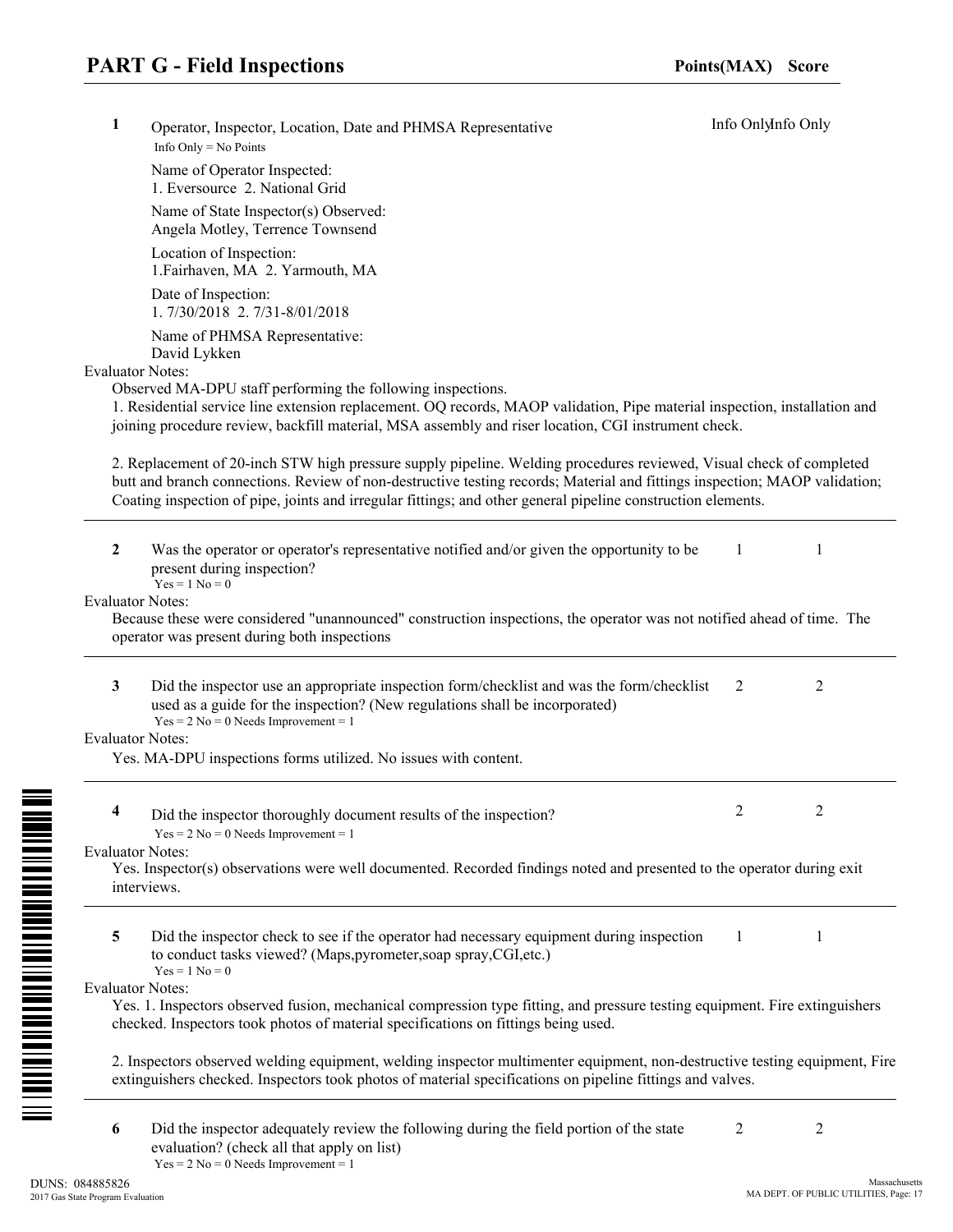## PART G - Field Inspections

**Points(MAX) Score**

**1** Operator, Inspector, Location, Date and PHMSA Representative — Info Only / Info Only

Info Only = No Points

Name of Operator Inspected:
1. Eversource 2. National Grid

Name of State Inspector(s) Observed:
Angela Motley, Terrence Townsend

Location of Inspection:
1.Fairhaven, MA 2. Yarmouth, MA

Date of Inspection:
1. 7/30/2018 2. 7/31-8/01/2018

Name of PHMSA Representative:
David Lykken

Evaluator Notes:

Observed MA-DPU staff performing the following inspections.

1. Residential service line extension replacement. OQ records, MAOP validation, Pipe material inspection, installation and joining procedure review, backfill material, MSA assembly and riser location, CGI instrument check.

2. Replacement of 20-inch STW high pressure supply pipeline. Welding procedures reviewed, Visual check of completed butt and branch connections. Review of non-destructive testing records; Material and fittings inspection; MAOP validation; Coating inspection of pipe, joints and irregular fittings; and other general pipeline construction elements.

---

**2** Was the operator or operator's representative notified and/or given the opportunity to be present during inspection? — 1 / 1

Yes = 1 No = 0

Evaluator Notes:

Because these were considered "unannounced" construction inspections, the operator was not notified ahead of time. The operator was present during both inspections

---

**3** Did the inspector use an appropriate inspection form/checklist and was the form/checklist used as a guide for the inspection? (New regulations shall be incorporated) — 2 / 2

Yes = 2 No = 0 Needs Improvement = 1

Evaluator Notes:

Yes. MA-DPU inspections forms utilized. No issues with content.

---

**4** Did the inspector thoroughly document results of the inspection? — 2 / 2

Yes = 2 No = 0 Needs Improvement = 1

Evaluator Notes:

Yes. Inspector(s) observations were well documented. Recorded findings noted and presented to the operator during exit interviews.

---

**5** Did the inspector check to see if the operator had necessary equipment during inspection to conduct tasks viewed? (Maps,pyrometer,soap spray,CGI,etc.) — 1 / 1

Yes = 1 No = 0

Evaluator Notes:

Yes. 1. Inspectors observed fusion, mechanical compression type fitting, and pressure testing equipment. Fire extinguishers checked. Inspectors took photos of material specifications on fittings being used.

2. Inspectors observed welding equipment, welding inspector multimenter equipment, non-destructive testing equipment, Fire extinguishers checked. Inspectors took photos of material specifications on pipeline fittings and valves.

---

**6** Did the inspector adequately review the following during the field portion of the state evaluation? (check all that apply on list) — 2 / 2

Yes = 2 No = 0 Needs Improvement = 1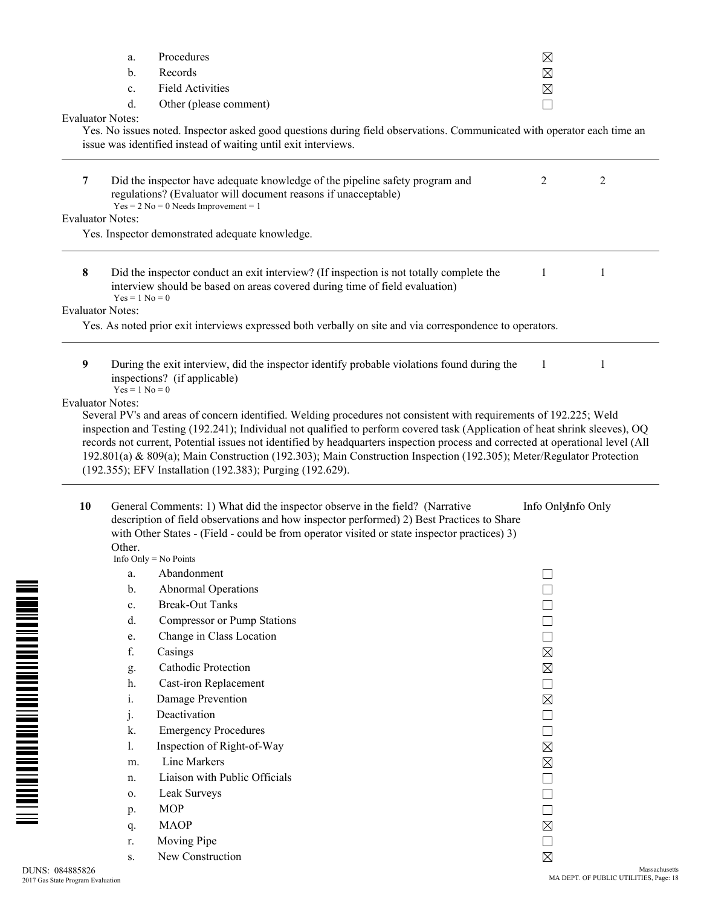- a. Procedures ☒
- b. Records ☒
- c. Field Activities ☒
- d. Other (please comment) ☐

Evaluator Notes:

Yes. No issues noted. Inspector asked good questions during field observations. Communicated with operator each time an issue was identified instead of waiting until exit interviews.

---

**7** Did the inspector have adequate knowledge of the pipeline safety program and regulations? (Evaluator will document reasons if unacceptable) — 2 — 2

Yes = 2 No = 0 Needs Improvement = 1

Evaluator Notes:

Yes. Inspector demonstrated adequate knowledge.

---

**8** Did the inspector conduct an exit interview? (If inspection is not totally complete the interview should be based on areas covered during time of field evaluation) — 1 — 1

Yes = 1 No = 0

Evaluator Notes:

Yes. As noted prior exit interviews expressed both verbally on site and via correspondence to operators.

---

**9** During the exit interview, did the inspector identify probable violations found during the inspections? (if applicable) — 1 — 1

Yes = 1 No = 0

Evaluator Notes:

Several PV's and areas of concern identified. Welding procedures not consistent with requirements of 192.225; Weld inspection and Testing (192.241); Individual not qualified to perform covered task (Application of heat shrink sleeves), OQ records not current, Potential issues not identified by headquarters inspection process and corrected at operational level (All 192.801(a) & 809(a); Main Construction (192.303); Main Construction Inspection (192.305); Meter/Regulator Protection (192.355); EFV Installation (192.383); Purging (192.629).

---

**10** General Comments: 1) What did the inspector observe in the field? (Narrative description of field observations and how inspector performed) 2) Best Practices to Share with Other States - (Field - could be from operator visited or state inspector practices) 3) Other. — Info Only — Info Only

Info Only = No Points

- a. Abandonment ☐
- b. Abnormal Operations ☐
- c. Break-Out Tanks ☐
- d. Compressor or Pump Stations ☐
- e. Change in Class Location ☐
- f. Casings ☒
- g. Cathodic Protection ☒
- h. Cast-iron Replacement ☐
- i. Damage Prevention ☒
- j. Deactivation ☐
- k. Emergency Procedures ☐
- l. Inspection of Right-of-Way ☒
- m. Line Markers ☒
- n. Liaison with Public Officials ☐
- o. Leak Surveys ☐
- p. MOP ☐
- q. MAOP ☒
- r. Moving Pipe ☐
- s. New Construction ☒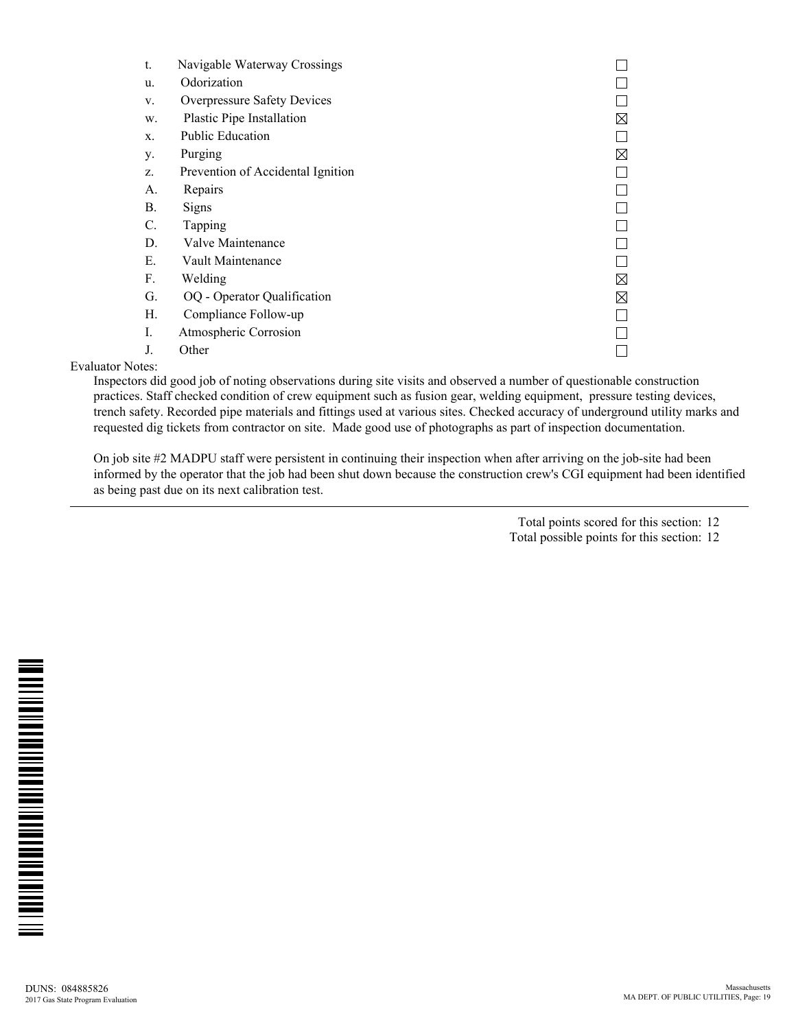- t. Navigable Waterway Crossings ☐
- u. Odorization ☐
- v. Overpressure Safety Devices ☐
- w. Plastic Pipe Installation ☒
- x. Public Education ☐
- y. Purging ☒
- z. Prevention of Accidental Ignition ☐
- A. Repairs ☐
- B. Signs ☐
- C. Tapping ☐
- D. Valve Maintenance ☐
- E. Vault Maintenance ☐
- F. Welding ☒
- G. OQ - Operator Qualification ☒
- H. Compliance Follow-up ☐
- I. Atmospheric Corrosion ☐
- J. Other ☐

Evaluator Notes:

Inspectors did good job of noting observations during site visits and observed a number of questionable construction practices. Staff checked condition of crew equipment such as fusion gear, welding equipment, pressure testing devices, trench safety. Recorded pipe materials and fittings used at various sites. Checked accuracy of underground utility marks and requested dig tickets from contractor on site. Made good use of photographs as part of inspection documentation.

On job site #2 MADPU staff were persistent in continuing their inspection when after arriving on the job-site had been informed by the operator that the job had been shut down because the construction crew's CGI equipment had been identified as being past due on its next calibration test.

---

Total points scored for this section: 12
Total possible points for this section: 12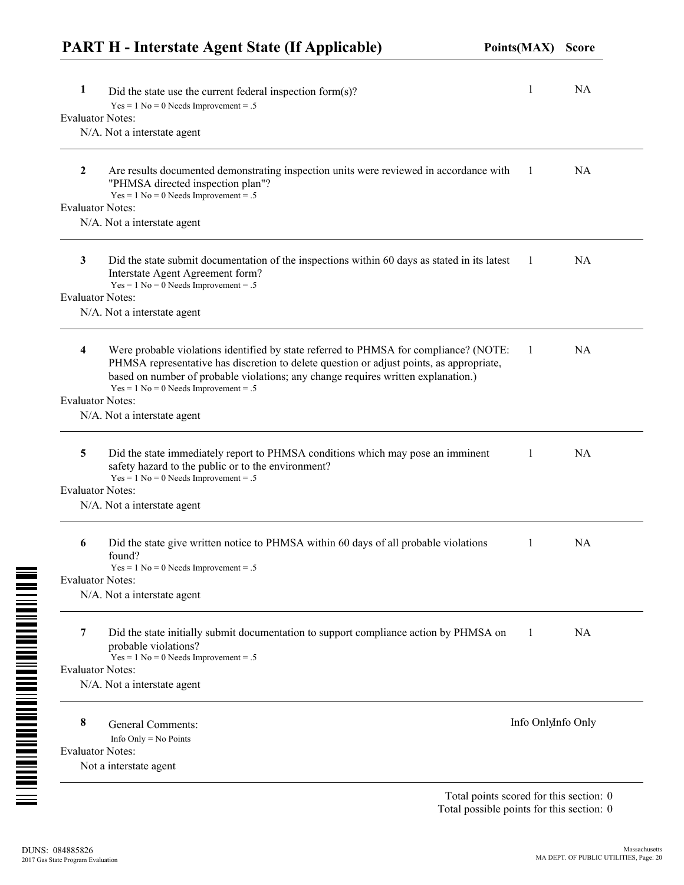## PART H - Interstate Agent State (If Applicable)

**Points(MAX)** **Score**

**1** Did the state use the current federal inspection form(s)? — 1 — NA

Yes = 1 No = 0 Needs Improvement = .5

Evaluator Notes:

N/A. Not a interstate agent

---

**2** Are results documented demonstrating inspection units were reviewed in accordance with "PHMSA directed inspection plan"? — 1 — NA

Yes = 1 No = 0 Needs Improvement = .5

Evaluator Notes:

N/A. Not a interstate agent

---

**3** Did the state submit documentation of the inspections within 60 days as stated in its latest Interstate Agent Agreement form? — 1 — NA

Yes = 1 No = 0 Needs Improvement = .5

Evaluator Notes:

N/A. Not a interstate agent

---

**4** Were probable violations identified by state referred to PHMSA for compliance? (NOTE: PHMSA representative has discretion to delete question or adjust points, as appropriate, based on number of probable violations; any change requires written explanation.) — 1 — NA

Yes = 1 No = 0 Needs Improvement = .5

Evaluator Notes:

N/A. Not a interstate agent

---

**5** Did the state immediately report to PHMSA conditions which may pose an imminent safety hazard to the public or to the environment? — 1 — NA

Yes = 1 No = 0 Needs Improvement = .5

Evaluator Notes:

N/A. Not a interstate agent

---

**6** Did the state give written notice to PHMSA within 60 days of all probable violations found? — 1 — NA

Yes = 1 No = 0 Needs Improvement = .5

Evaluator Notes:

N/A. Not a interstate agent

---

**7** Did the state initially submit documentation to support compliance action by PHMSA on probable violations? — 1 — NA

Yes = 1 No = 0 Needs Improvement = .5

Evaluator Notes:

N/A. Not a interstate agent

---

**8** General Comments: — Info Only — Info Only

Info Only = No Points

Evaluator Notes:

Not a interstate agent

---

Total points scored for this section: 0

Total possible points for this section: 0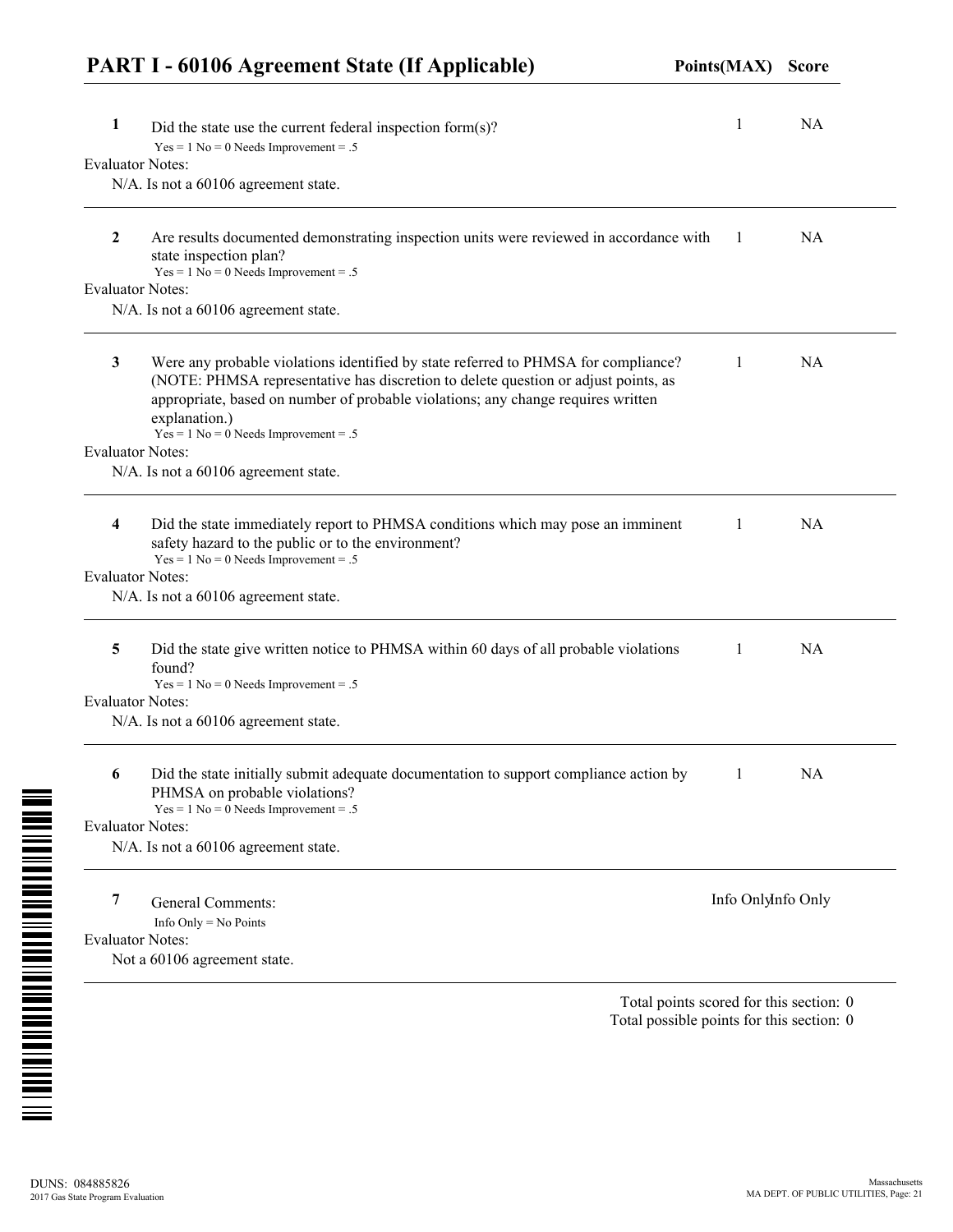# PART I - 60106 Agreement State (If Applicable)

**Points(MAX) Score**

**1** Did the state use the current federal inspection form(s)? — 1 — NA

Yes = 1 No = 0 Needs Improvement = .5

Evaluator Notes:

N/A. Is not a 60106 agreement state.

---

**2** Are results documented demonstrating inspection units were reviewed in accordance with state inspection plan? — 1 — NA

Yes = 1 No = 0 Needs Improvement = .5

Evaluator Notes:

N/A. Is not a 60106 agreement state.

---

**3** Were any probable violations identified by state referred to PHMSA for compliance? (NOTE: PHMSA representative has discretion to delete question or adjust points, as appropriate, based on number of probable violations; any change requires written explanation.) — 1 — NA

Yes = 1 No = 0 Needs Improvement = .5

Evaluator Notes:

N/A. Is not a 60106 agreement state.

---

**4** Did the state immediately report to PHMSA conditions which may pose an imminent safety hazard to the public or to the environment? — 1 — NA

Yes = 1 No = 0 Needs Improvement = .5

Evaluator Notes:

N/A. Is not a 60106 agreement state.

---

**5** Did the state give written notice to PHMSA within 60 days of all probable violations found? — 1 — NA

Yes = 1 No = 0 Needs Improvement = .5

Evaluator Notes:

N/A. Is not a 60106 agreement state.

---

**6** Did the state initially submit adequate documentation to support compliance action by PHMSA on probable violations? — 1 — NA

Yes = 1 No = 0 Needs Improvement = .5

Evaluator Notes:

N/A. Is not a 60106 agreement state.

---

**7** General Comments: — Info Only — Info Only

Info Only = No Points

Evaluator Notes:

Not a 60106 agreement state.

---

Total points scored for this section: 0

Total possible points for this section: 0

DUNS: 084885826

2017 Gas State Program Evaluation

Massachusetts

MA DEPT. OF PUBLIC UTILITIES